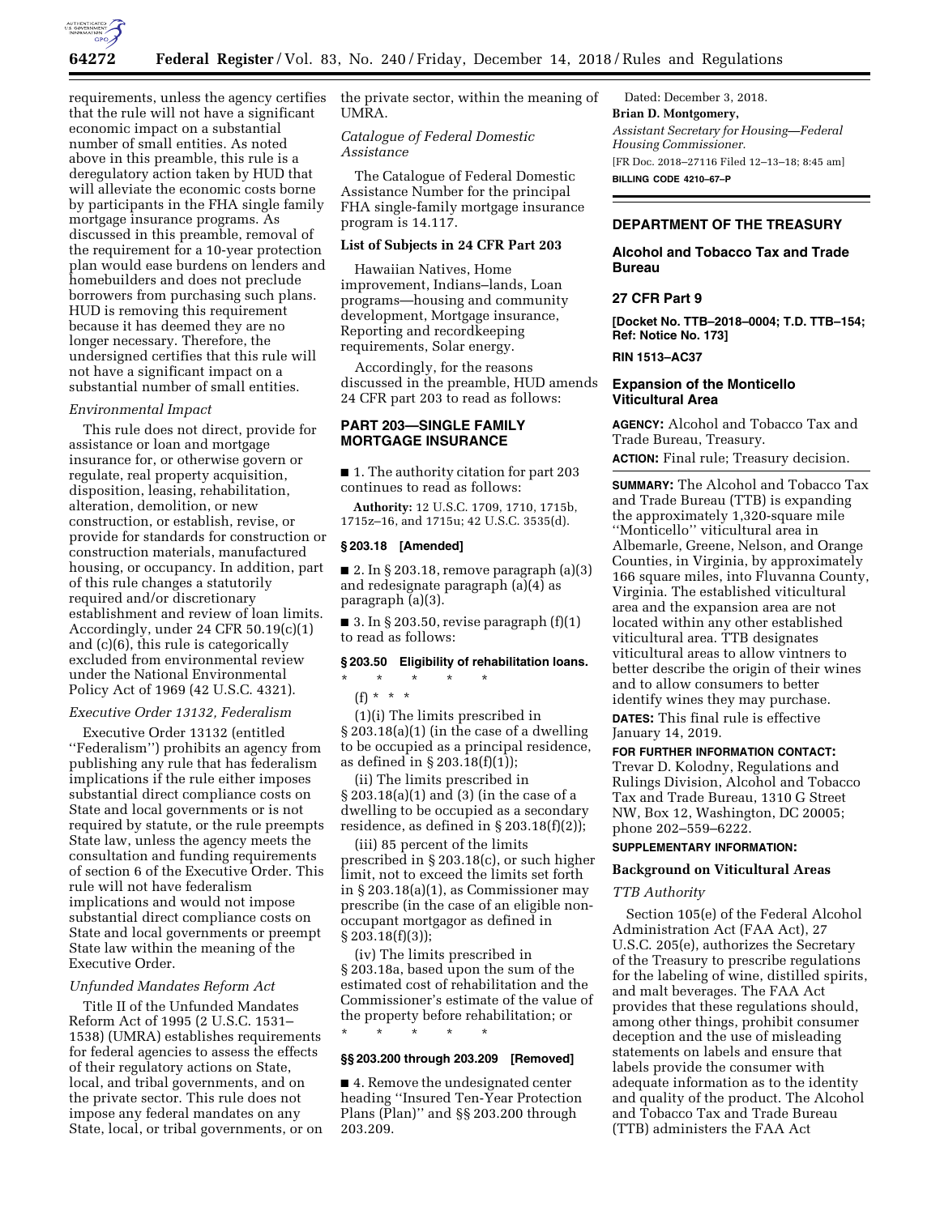requirements, unless the agency certifies that the rule will not have a significant economic impact on a substantial number of small entities. As noted above in this preamble, this rule is a deregulatory action taken by HUD that will alleviate the economic costs borne by participants in the FHA single family mortgage insurance programs. As discussed in this preamble, removal of the requirement for a 10-year protection plan would ease burdens on lenders and homebuilders and does not preclude borrowers from purchasing such plans. HUD is removing this requirement because it has deemed they are no longer necessary. Therefore, the undersigned certifies that this rule will not have a significant impact on a substantial number of small entities.

*Environmental Impact*

This rule does not direct, provide for assistance or loan and mortgage insurance for, or otherwise govern or regulate, real property acquisition, disposition, leasing, rehabilitation, alteration, demolition, or new construction, or establish, revise, or provide for standards for construction or construction materials, manufactured housing, or occupancy. In addition, part of this rule changes a statutorily required and/or discretionary establishment and review of loan limits. Accordingly, under 24 CFR 50.19(c)(1) and (c)(6), this rule is categorically excluded from environmental review under the National Environmental Policy Act of 1969 (42 U.S.C. 4321).

*Executive Order 13132, Federalism*

Executive Order 13132 (entitled ''Federalism'') prohibits an agency from publishing any rule that has federalism implications if the rule either imposes substantial direct compliance costs on State and local governments or is not required by statute, or the rule preempts State law, unless the agency meets the consultation and funding requirements of section 6 of the Executive Order. This rule will not have federalism implications and would not impose substantial direct compliance costs on State and local governments or preempt State law within the meaning of the Executive Order.

*Unfunded Mandates Reform Act*

Title II of the Unfunded Mandates Reform Act of 1995 (2 U.S.C. 1531–1538) (UMRA) establishes requirements for federal agencies to assess the effects of their regulatory actions on State, local, and tribal governments, and on the private sector. This rule does not impose any federal mandates on any State, local, or tribal governments, or on the private sector, within the meaning of UMRA.

*Catalogue of Federal Domestic Assistance*

The Catalogue of Federal Domestic Assistance Number for the principal FHA single-family mortgage insurance program is 14.117.

**List of Subjects in 24 CFR Part 203**

Hawaiian Natives, Home improvement, Indians–lands, Loan programs—housing and community development, Mortgage insurance, Reporting and recordkeeping requirements, Solar energy.

Accordingly, for the reasons discussed in the preamble, HUD amends 24 CFR part 203 to read as follows:

## PART 203—SINGLE FAMILY MORTGAGE INSURANCE

■ 1. The authority citation for part 203 continues to read as follows:

**Authority:** 12 U.S.C. 1709, 1710, 1715b, 1715z–16, and 1715u; 42 U.S.C. 3535(d).

**§ 203.18 [Amended]**

■ 2. In § 203.18, remove paragraph (a)(3) and redesignate paragraph (a)(4) as paragraph (a)(3).

■ 3. In § 203.50, revise paragraph (f)(1) to read as follows:

**§ 203.50 Eligibility of rehabilitation loans.**

\* \* \* \* \*

(f) \* \* \*

(1)(i) The limits prescribed in § 203.18(a)(1) (in the case of a dwelling to be occupied as a principal residence, as defined in § 203.18(f)(1));

(ii) The limits prescribed in § 203.18(a)(1) and (3) (in the case of a dwelling to be occupied as a secondary residence, as defined in § 203.18(f)(2));

(iii) 85 percent of the limits prescribed in § 203.18(c), or such higher limit, not to exceed the limits set forth in § 203.18(a)(1), as Commissioner may prescribe (in the case of an eligible non-occupant mortgagor as defined in § 203.18(f)(3));

(iv) The limits prescribed in § 203.18a, based upon the sum of the estimated cost of rehabilitation and the Commissioner's estimate of the value of the property before rehabilitation; or

\* \* \* \* \*

**§§ 203.200 through 203.209 [Removed]**

■ 4. Remove the undesignated center heading ''Insured Ten-Year Protection Plans (Plan)'' and §§ 203.200 through 203.209.

Dated: December 3, 2018.

**Brian D. Montgomery,**

*Assistant Secretary for Housing—Federal Housing Commissioner.*

[FR Doc. 2018–27116 Filed 12–13–18; 8:45 am]

**BILLING CODE 4210–67–P**

## DEPARTMENT OF THE TREASURY

## Alcohol and Tobacco Tax and Trade Bureau

## 27 CFR Part 9

**[Docket No. TTB–2018–0004; T.D. TTB–154; Ref: Notice No. 173]**

**RIN 1513–AC37**

## Expansion of the Monticello Viticultural Area

**AGENCY:** Alcohol and Tobacco Tax and Trade Bureau, Treasury.

**ACTION:** Final rule; Treasury decision.

**SUMMARY:** The Alcohol and Tobacco Tax and Trade Bureau (TTB) is expanding the approximately 1,320-square mile ''Monticello'' viticultural area in Albemarle, Greene, Nelson, and Orange Counties, in Virginia, by approximately 166 square miles, into Fluvanna County, Virginia. The established viticultural area and the expansion area are not located within any other established viticultural area. TTB designates viticultural areas to allow vintners to better describe the origin of their wines and to allow consumers to better identify wines they may purchase.

**DATES:** This final rule is effective January 14, 2019.

**FOR FURTHER INFORMATION CONTACT:** Trevar D. Kolodny, Regulations and Rulings Division, Alcohol and Tobacco Tax and Trade Bureau, 1310 G Street NW, Box 12, Washington, DC 20005; phone 202–559–6222.

**SUPPLEMENTARY INFORMATION:**

### Background on Viticultural Areas

*TTB Authority*

Section 105(e) of the Federal Alcohol Administration Act (FAA Act), 27 U.S.C. 205(e), authorizes the Secretary of the Treasury to prescribe regulations for the labeling of wine, distilled spirits, and malt beverages. The FAA Act provides that these regulations should, among other things, prohibit consumer deception and the use of misleading statements on labels and ensure that labels provide the consumer with adequate information as to the identity and quality of the product. The Alcohol and Tobacco Tax and Trade Bureau (TTB) administers the FAA Act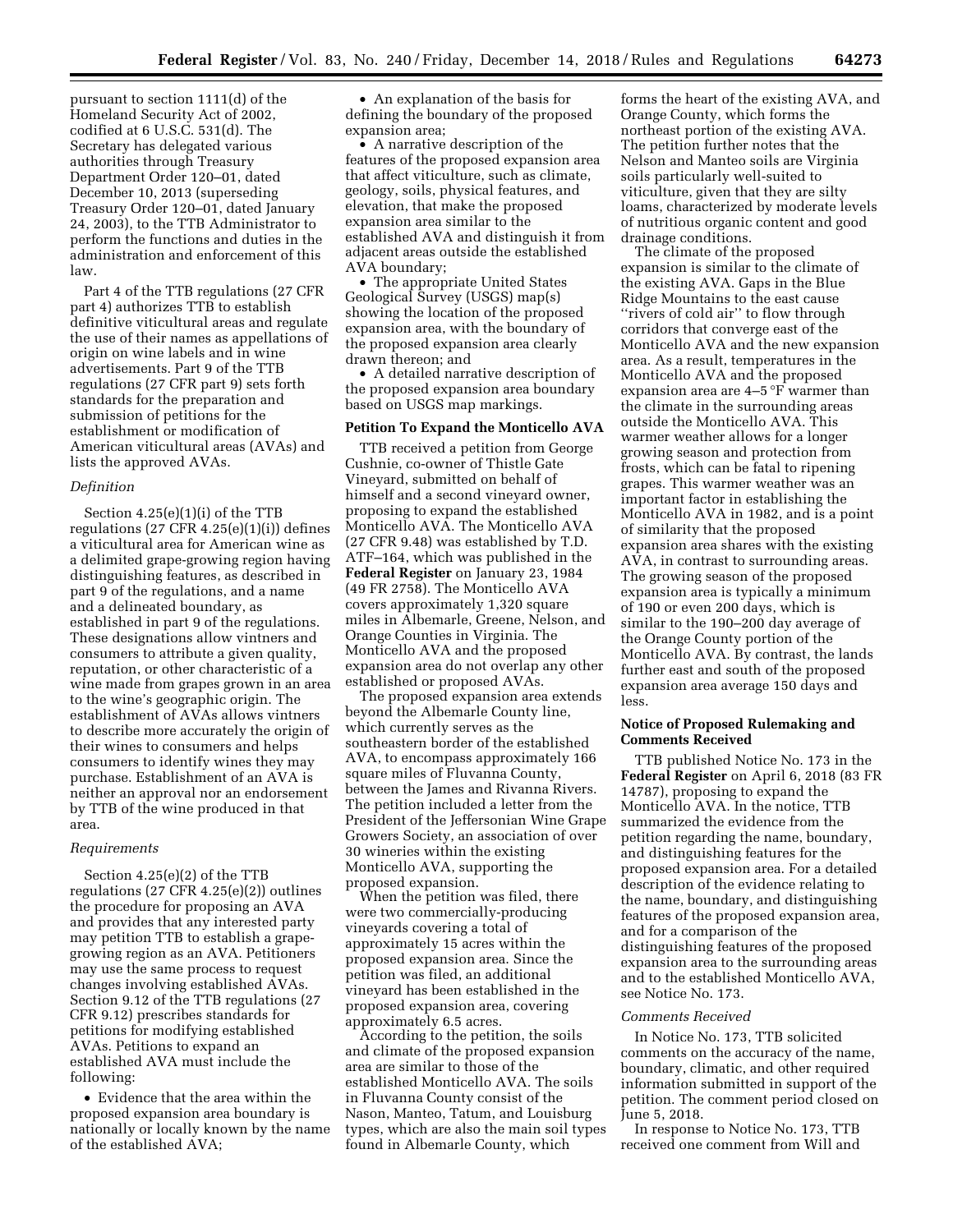pursuant to section 1111(d) of the Homeland Security Act of 2002, codified at 6 U.S.C. 531(d). The Secretary has delegated various authorities through Treasury Department Order 120–01, dated December 10, 2013 (superseding Treasury Order 120–01, dated January 24, 2003), to the TTB Administrator to perform the functions and duties in the administration and enforcement of this law.

Part 4 of the TTB regulations (27 CFR part 4) authorizes TTB to establish definitive viticultural areas and regulate the use of their names as appellations of origin on wine labels and in wine advertisements. Part 9 of the TTB regulations (27 CFR part 9) sets forth standards for the preparation and submission of petitions for the establishment or modification of American viticultural areas (AVAs) and lists the approved AVAs.

*Definition*

Section 4.25(e)(1)(i) of the TTB regulations (27 CFR 4.25(e)(1)(i)) defines a viticultural area for American wine as a delimited grape-growing region having distinguishing features, as described in part 9 of the regulations, and a name and a delineated boundary, as established in part 9 of the regulations. These designations allow vintners and consumers to attribute a given quality, reputation, or other characteristic of a wine made from grapes grown in an area to the wine's geographic origin. The establishment of AVAs allows vintners to describe more accurately the origin of their wines to consumers and helps consumers to identify wines they may purchase. Establishment of an AVA is neither an approval nor an endorsement by TTB of the wine produced in that area.

*Requirements*

Section 4.25(e)(2) of the TTB regulations (27 CFR 4.25(e)(2)) outlines the procedure for proposing an AVA and provides that any interested party may petition TTB to establish a grape-growing region as an AVA. Petitioners may use the same process to request changes involving established AVAs. Section 9.12 of the TTB regulations (27 CFR 9.12) prescribes standards for petitions for modifying established AVAs. Petitions to expand an established AVA must include the following:

- Evidence that the area within the proposed expansion area boundary is nationally or locally known by the name of the established AVA;
- An explanation of the basis for defining the boundary of the proposed expansion area;
- A narrative description of the features of the proposed expansion area that affect viticulture, such as climate, geology, soils, physical features, and elevation, that make the proposed expansion area similar to the established AVA and distinguish it from adjacent areas outside the established AVA boundary;
- The appropriate United States Geological Survey (USGS) map(s) showing the location of the proposed expansion area, with the boundary of the proposed expansion area clearly drawn thereon; and
- A detailed narrative description of the proposed expansion area boundary based on USGS map markings.

**Petition To Expand the Monticello AVA**

TTB received a petition from George Cushnie, co-owner of Thistle Gate Vineyard, submitted on behalf of himself and a second vineyard owner, proposing to expand the established Monticello AVA. The Monticello AVA (27 CFR 9.48) was established by T.D. ATF–164, which was published in the **Federal Register** on January 23, 1984 (49 FR 2758). The Monticello AVA covers approximately 1,320 square miles in Albemarle, Greene, Nelson, and Orange Counties in Virginia. The Monticello AVA and the proposed expansion area do not overlap any other established or proposed AVAs.

The proposed expansion area extends beyond the Albemarle County line, which currently serves as the southeastern border of the established AVA, to encompass approximately 166 square miles of Fluvanna County, between the James and Rivanna Rivers. The petition included a letter from the President of the Jeffersonian Wine Grape Growers Society, an association of over 30 wineries within the existing Monticello AVA, supporting the proposed expansion.

When the petition was filed, there were two commercially-producing vineyards covering a total of approximately 15 acres within the proposed expansion area. Since the petition was filed, an additional vineyard has been established in the proposed expansion area, covering approximately 6.5 acres.

According to the petition, the soils and climate of the proposed expansion area are similar to those of the established Monticello AVA. The soils in Fluvanna County consist of the Nason, Manteo, Tatum, and Louisburg types, which are also the main soil types found in Albemarle County, which forms the heart of the existing AVA, and Orange County, which forms the northeast portion of the existing AVA. The petition further notes that the Nelson and Manteo soils are Virginia soils particularly well-suited to viticulture, given that they are silty loams, characterized by moderate levels of nutritious organic content and good drainage conditions.

The climate of the proposed expansion is similar to the climate of the existing AVA. Gaps in the Blue Ridge Mountains to the east cause "rivers of cold air" to flow through corridors that converge east of the Monticello AVA and the new expansion area. As a result, temperatures in the Monticello AVA and the proposed expansion area are 4–5 °F warmer than the climate in the surrounding areas outside the Monticello AVA. This warmer weather allows for a longer growing season and protection from frosts, which can be fatal to ripening grapes. This warmer weather was an important factor in establishing the Monticello AVA in 1982, and is a point of similarity that the proposed expansion area shares with the existing AVA, in contrast to surrounding areas. The growing season of the proposed expansion area is typically a minimum of 190 or even 200 days, which is similar to the 190–200 day average of the Orange County portion of the Monticello AVA. By contrast, the lands further east and south of the proposed expansion area average 150 days and less.

**Notice of Proposed Rulemaking and Comments Received**

TTB published Notice No. 173 in the **Federal Register** on April 6, 2018 (83 FR 14787), proposing to expand the Monticello AVA. In the notice, TTB summarized the evidence from the petition regarding the name, boundary, and distinguishing features for the proposed expansion area. For a detailed description of the evidence relating to the name, boundary, and distinguishing features of the proposed expansion area, and for a comparison of the distinguishing features of the proposed expansion area to the surrounding areas and to the established Monticello AVA, see Notice No. 173.

*Comments Received*

In Notice No. 173, TTB solicited comments on the accuracy of the name, boundary, climatic, and other required information submitted in support of the petition. The comment period closed on June 5, 2018.

In response to Notice No. 173, TTB received one comment from Will and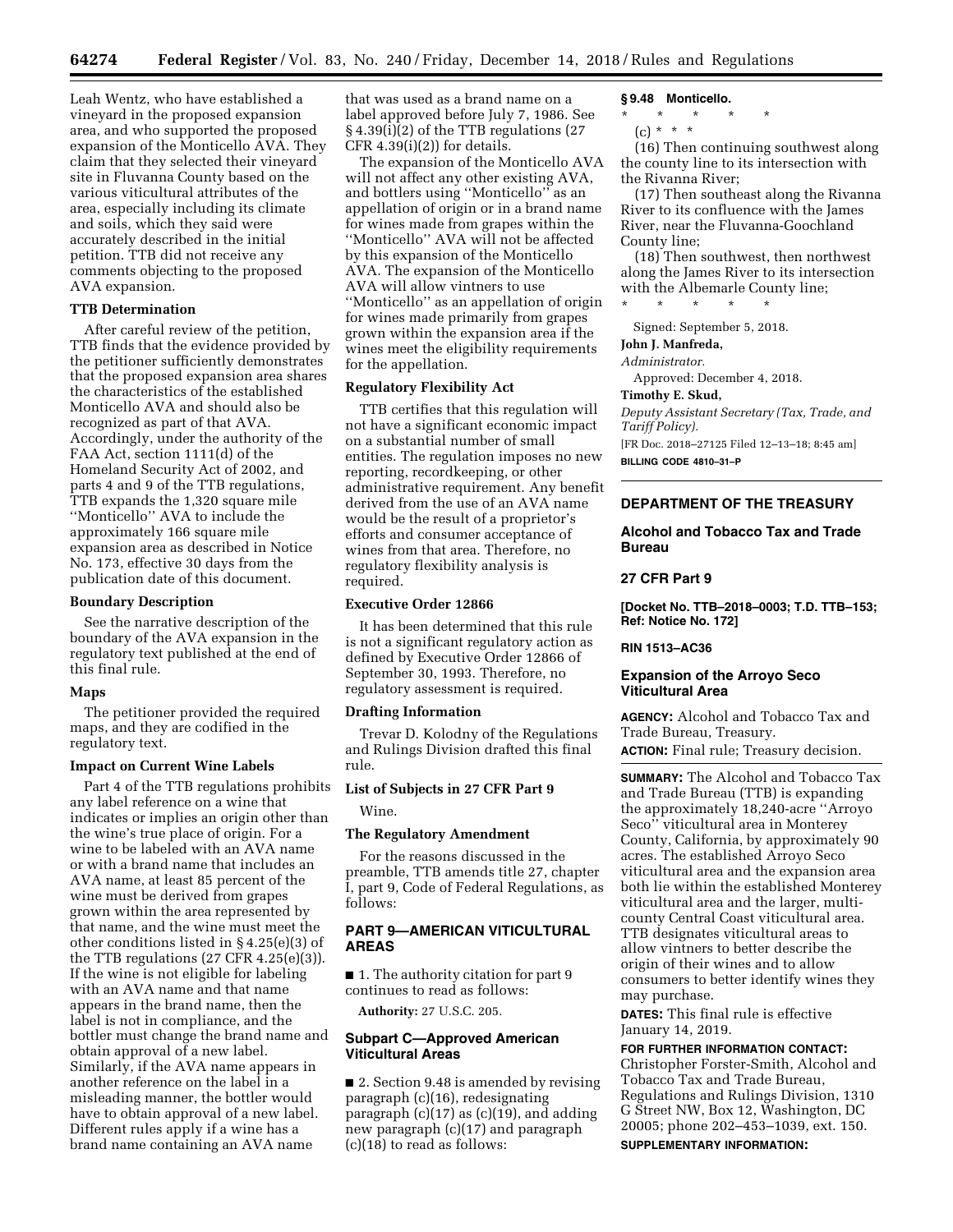Leah Wentz, who have established a vineyard in the proposed expansion area, and who supported the proposed expansion of the Monticello AVA. They claim that they selected their vineyard site in Fluvanna County based on the various viticultural attributes of the area, especially including its climate and soils, which they said were accurately described in the initial petition. TTB did not receive any comments objecting to the proposed AVA expansion.

### TTB Determination

After careful review of the petition, TTB finds that the evidence provided by the petitioner sufficiently demonstrates that the proposed expansion area shares the characteristics of the established Monticello AVA and should also be recognized as part of that AVA. Accordingly, under the authority of the FAA Act, section 1111(d) of the Homeland Security Act of 2002, and parts 4 and 9 of the TTB regulations, TTB expands the 1,320 square mile ''Monticello'' AVA to include the approximately 166 square mile expansion area as described in Notice No. 173, effective 30 days from the publication date of this document.

### Boundary Description

See the narrative description of the boundary of the AVA expansion in the regulatory text published at the end of this final rule.

### Maps

The petitioner provided the required maps, and they are codified in the regulatory text.

### Impact on Current Wine Labels

Part 4 of the TTB regulations prohibits any label reference on a wine that indicates or implies an origin other than the wine's true place of origin. For a wine to be labeled with an AVA name or with a brand name that includes an AVA name, at least 85 percent of the wine must be derived from grapes grown within the area represented by that name, and the wine must meet the other conditions listed in § 4.25(e)(3) of the TTB regulations (27 CFR 4.25(e)(3)). If the wine is not eligible for labeling with an AVA name and that name appears in the brand name, then the label is not in compliance, and the bottler must change the brand name and obtain approval of a new label. Similarly, if the AVA name appears in another reference on the label in a misleading manner, the bottler would have to obtain approval of a new label. Different rules apply if a wine has a brand name containing an AVA name that was used as a brand name on a label approved before July 7, 1986. See § 4.39(i)(2) of the TTB regulations (27 CFR 4.39(i)(2)) for details.

The expansion of the Monticello AVA will not affect any other existing AVA, and bottlers using ''Monticello'' as an appellation of origin or in a brand name for wines made from grapes within the ''Monticello'' AVA will not be affected by this expansion of the Monticello AVA. The expansion of the Monticello AVA will allow vintners to use ''Monticello'' as an appellation of origin for wines made primarily from grapes grown within the expansion area if the wines meet the eligibility requirements for the appellation.

### Regulatory Flexibility Act

TTB certifies that this regulation will not have a significant economic impact on a substantial number of small entities. The regulation imposes no new reporting, recordkeeping, or other administrative requirement. Any benefit derived from the use of an AVA name would be the result of a proprietor's efforts and consumer acceptance of wines from that area. Therefore, no regulatory flexibility analysis is required.

### Executive Order 12866

It has been determined that this rule is not a significant regulatory action as defined by Executive Order 12866 of September 30, 1993. Therefore, no regulatory assessment is required.

### Drafting Information

Trevar D. Kolodny of the Regulations and Rulings Division drafted this final rule.

### List of Subjects in 27 CFR Part 9

Wine.

### The Regulatory Amendment

For the reasons discussed in the preamble, TTB amends title 27, chapter I, part 9, Code of Federal Regulations, as follows:

## PART 9—AMERICAN VITICULTURAL AREAS

■ 1. The authority citation for part 9 continues to read as follows:

**Authority:** 27 U.S.C. 205.

### Subpart C—Approved American Viticultural Areas

■ 2. Section 9.48 is amended by revising paragraph (c)(16), redesignating paragraph (c)(17) as (c)(19), and adding new paragraph (c)(17) and paragraph (c)(18) to read as follows:

**§ 9.48 Monticello.**

\* \* \* \* \*

(c) \* \* \*

(16) Then continuing southwest along the county line to its intersection with the Rivanna River;

(17) Then southeast along the Rivanna River to its confluence with the James River, near the Fluvanna-Goochland County line;

(18) Then southwest, then northwest along the James River to its intersection with the Albemarle County line;

\* \* \* \* \*

Signed: September 5, 2018.

**John J. Manfreda,**

*Administrator.*

Approved: December 4, 2018.

**Timothy E. Skud,**

*Deputy Assistant Secretary (Tax, Trade, and Tariff Policy).*

[FR Doc. 2018–27125 Filed 12–13–18; 8:45 am]

**BILLING CODE 4810–31–P**

## DEPARTMENT OF THE TREASURY

## Alcohol and Tobacco Tax and Trade Bureau

## 27 CFR Part 9

**[Docket No. TTB–2018–0003; T.D. TTB–153; Ref: Notice No. 172]**

**RIN 1513–AC36**

## Expansion of the Arroyo Seco Viticultural Area

**AGENCY:** Alcohol and Tobacco Tax and Trade Bureau, Treasury.

**ACTION:** Final rule; Treasury decision.

**SUMMARY:** The Alcohol and Tobacco Tax and Trade Bureau (TTB) is expanding the approximately 18,240-acre ''Arroyo Seco'' viticultural area in Monterey County, California, by approximately 90 acres. The established Arroyo Seco viticultural area and the expansion area both lie within the established Monterey viticultural area and the larger, multi-county Central Coast viticultural area. TTB designates viticultural areas to allow vintners to better describe the origin of their wines and to allow consumers to better identify wines they may purchase.

**DATES:** This final rule is effective January 14, 2019.

**FOR FURTHER INFORMATION CONTACT:** Christopher Forster-Smith, Alcohol and Tobacco Tax and Trade Bureau, Regulations and Rulings Division, 1310 G Street NW, Box 12, Washington, DC 20005; phone 202–453–1039, ext. 150.

**SUPPLEMENTARY INFORMATION:**